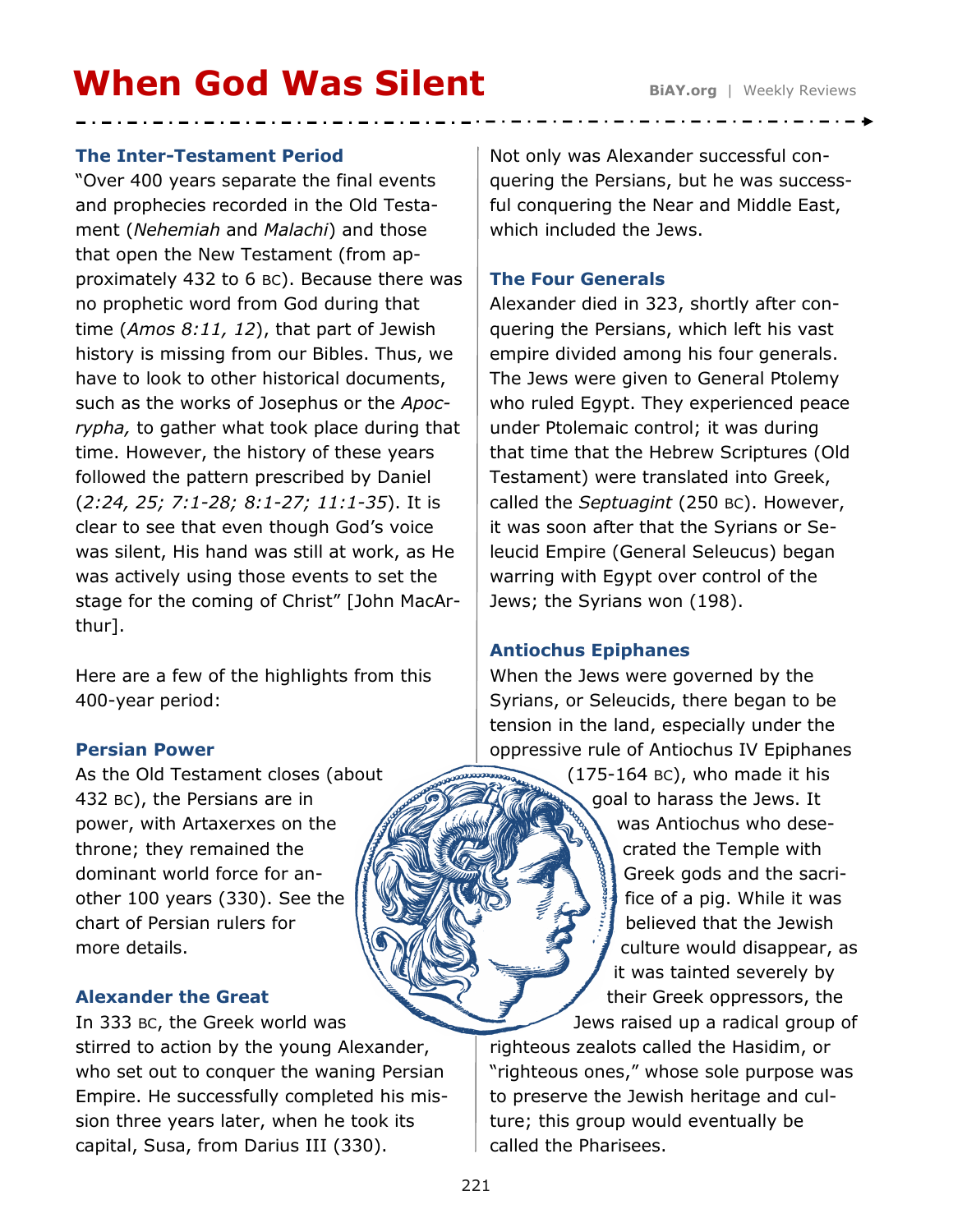# When God Was Silent

## The Inter-Testament Period

"Over 400 years separate the final events and prophecies recorded in the Old Testament (*Nehemiah* and *Malachi*) and those that open the New Testament (from approximately 432 to 6 BC). Because there was no prophetic word from God during that time (*Amos 8:11, 12*), that part of Jewish history is missing from our Bibles. Thus, we have to look to other historical documents, such as the works of Josephus or the *Apocrypha,* to gather what took place during that time. However, the history of these years followed the pattern prescribed by Daniel (*2:24, 25; 7:1-28; 8:1-27; 11:1-35*). It is clear to see that even though God's voice was silent, His hand was still at work, as He was actively using those events to set the stage for the coming of Christ" [John MacArthur].

Here are a few of the highlights from this 400-year period:

## Persian Power

As the Old Testament closes (about 432 BC), the Persians are in power, with Artaxerxes on the throne; they remained the dominant world force for another 100 years (330). See the chart of Persian rulers for more details.

## Alexander the Great

In 333 BC, the Greek world was stirred to action by the young Alexander, who set out to conquer the waning Persian Empire. He successfully completed his mission three years later, when he took its capital, Susa, from Darius III (330).

Not only was Alexander successful conquering the Persians, but he was successful conquering the Near and Middle East, which included the Jews.

## The Four Generals

Alexander died in 323, shortly after conquering the Persians, which left his vast empire divided among his four generals. The Jews were given to General Ptolemy who ruled Egypt. They experienced peace under Ptolemaic control; it was during that time that the Hebrew Scriptures (Old Testament) were translated into Greek, called the *Septuagint* (250 BC). However, it was soon after that the Syrians or Seleucid Empire (General Seleucus) began warring with Egypt over control of the Jews; the Syrians won (198).

## Antiochus Epiphanes

When the Jews were governed by the Syrians, or Seleucids, there began to be tension in the land, especially under the oppressive rule of Antiochus IV Epiphanes (175-164 BC), who made it his goal to harass the Jews. It was Antiochus who desecrated the Temple with Greek gods and the sacrifice of a pig. While it was believed that the Jewish culture would disappear, as it was tainted severely by their Greek oppressors, the Jews raised up a radical group of righteous zealots called the Hasidim, or "righteous ones," whose sole purpose was to preserve the Jewish heritage and culture; this group would eventually be called the Pharisees.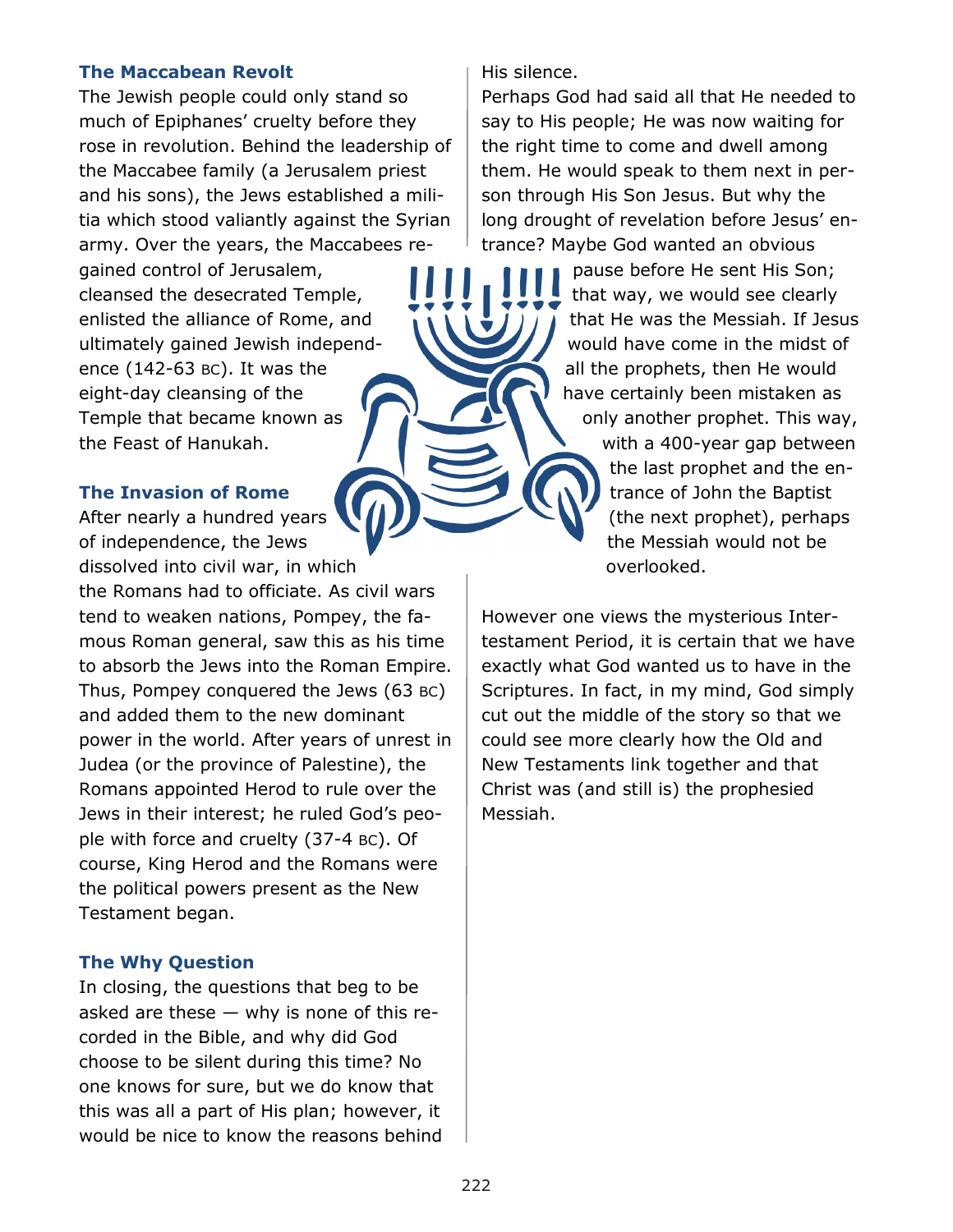### The Maccabean Revolt

The Jewish people could only stand so much of Epiphanes' cruelty before they rose in revolution. Behind the leadership of the Maccabee family (a Jerusalem priest and his sons), the Jews established a militia which stood valiantly against the Syrian army. Over the years, the Maccabees regained control of Jerusalem, cleansed the desecrated Temple, enlisted the alliance of Rome, and ultimately gained Jewish independence (142-63 BC). It was the eight-day cleansing of the Temple that became known as the Feast of Hanukah.

### The Invasion of Rome

After nearly a hundred years of independence, the Jews dissolved into civil war, in which the Romans had to officiate. As civil wars tend to weaken nations, Pompey, the famous Roman general, saw this as his time to absorb the Jews into the Roman Empire. Thus, Pompey conquered the Jews (63 BC) and added them to the new dominant power in the world. After years of unrest in Judea (or the province of Palestine), the Romans appointed Herod to rule over the Jews in their interest; he ruled God's people with force and cruelty (37-4 BC). Of course, King Herod and the Romans were the political powers present as the New Testament began.

### The Why Question

In closing, the questions that beg to be asked are these — why is none of this recorded in the Bible, and why did God choose to be silent during this time? No one knows for sure, but we do know that this was all a part of His plan; however, it would be nice to know the reasons behind His silence.

Perhaps God had said all that He needed to say to His people; He was now waiting for the right time to come and dwell among them. He would speak to them next in person through His Son Jesus. But why the long drought of revelation before Jesus' entrance? Maybe God wanted an obvious pause before He sent His Son; that way, we would see clearly that He was the Messiah. If Jesus would have come in the midst of all the prophets, then He would have certainly been mistaken as only another prophet. This way, with a 400-year gap between the last prophet and the entrance of John the Baptist (the next prophet), perhaps the Messiah would not be overlooked.

However one views the mysterious Intertestament Period, it is certain that we have exactly what God wanted us to have in the Scriptures. In fact, in my mind, God simply cut out the middle of the story so that we could see more clearly how the Old and New Testaments link together and that Christ was (and still is) the prophesied Messiah.